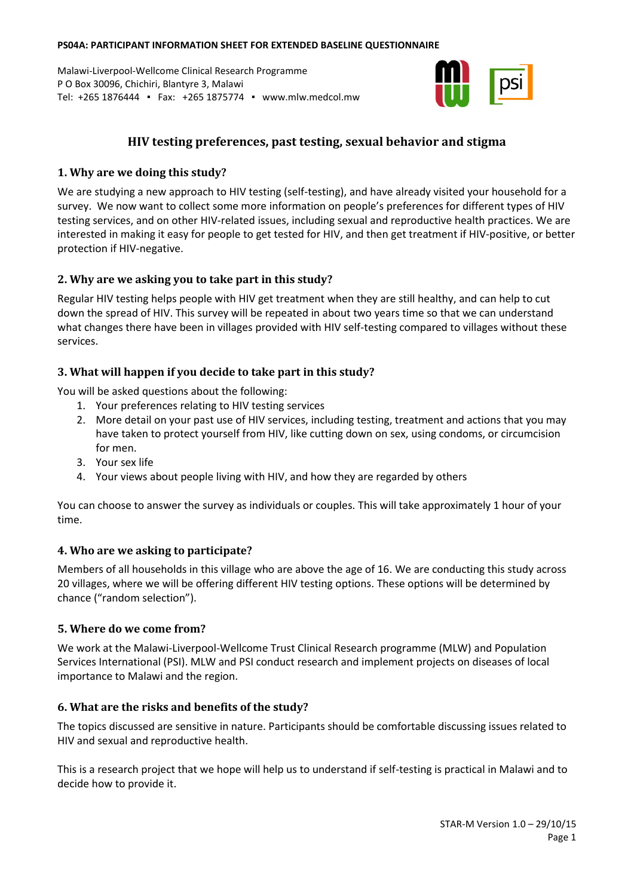**PS04A: PARTICIPANT INFORMATION SHEET FOR EXTENDED BASELINE QUESTIONNAIRE**

Malawi-Liverpool-Wellcome Clinical Research Programme
P O Box 30096, Chichiri, Blantyre 3, Malawi
Tel: +265 1876444 ▪ Fax: +265 1875774 ▪ www.mlw.medcol.mw

# HIV testing preferences, past testing, sexual behavior and stigma

## 1. Why are we doing this study?

We are studying a new approach to HIV testing (self-testing), and have already visited your household for a survey. We now want to collect some more information on people's preferences for different types of HIV testing services, and on other HIV-related issues, including sexual and reproductive health practices. We are interested in making it easy for people to get tested for HIV, and then get treatment if HIV-positive, or better protection if HIV-negative.

## 2. Why are we asking you to take part in this study?

Regular HIV testing helps people with HIV get treatment when they are still healthy, and can help to cut down the spread of HIV. This survey will be repeated in about two years time so that we can understand what changes there have been in villages provided with HIV self-testing compared to villages without these services.

## 3. What will happen if you decide to take part in this study?

You will be asked questions about the following:

1. Your preferences relating to HIV testing services
2. More detail on your past use of HIV services, including testing, treatment and actions that you may have taken to protect yourself from HIV, like cutting down on sex, using condoms, or circumcision for men.
3. Your sex life
4. Your views about people living with HIV, and how they are regarded by others

You can choose to answer the survey as individuals or couples. This will take approximately 1 hour of your time.

## 4. Who are we asking to participate?

Members of all households in this village who are above the age of 16. We are conducting this study across 20 villages, where we will be offering different HIV testing options. These options will be determined by chance ("random selection").

## 5. Where do we come from?

We work at the Malawi-Liverpool-Wellcome Trust Clinical Research programme (MLW) and Population Services International (PSI). MLW and PSI conduct research and implement projects on diseases of local importance to Malawi and the region.

## 6. What are the risks and benefits of the study?

The topics discussed are sensitive in nature. Participants should be comfortable discussing issues related to HIV and sexual and reproductive health.

This is a research project that we hope will help us to understand if self-testing is practical in Malawi and to decide how to provide it.

STAR-M Version 1.0 – 29/10/15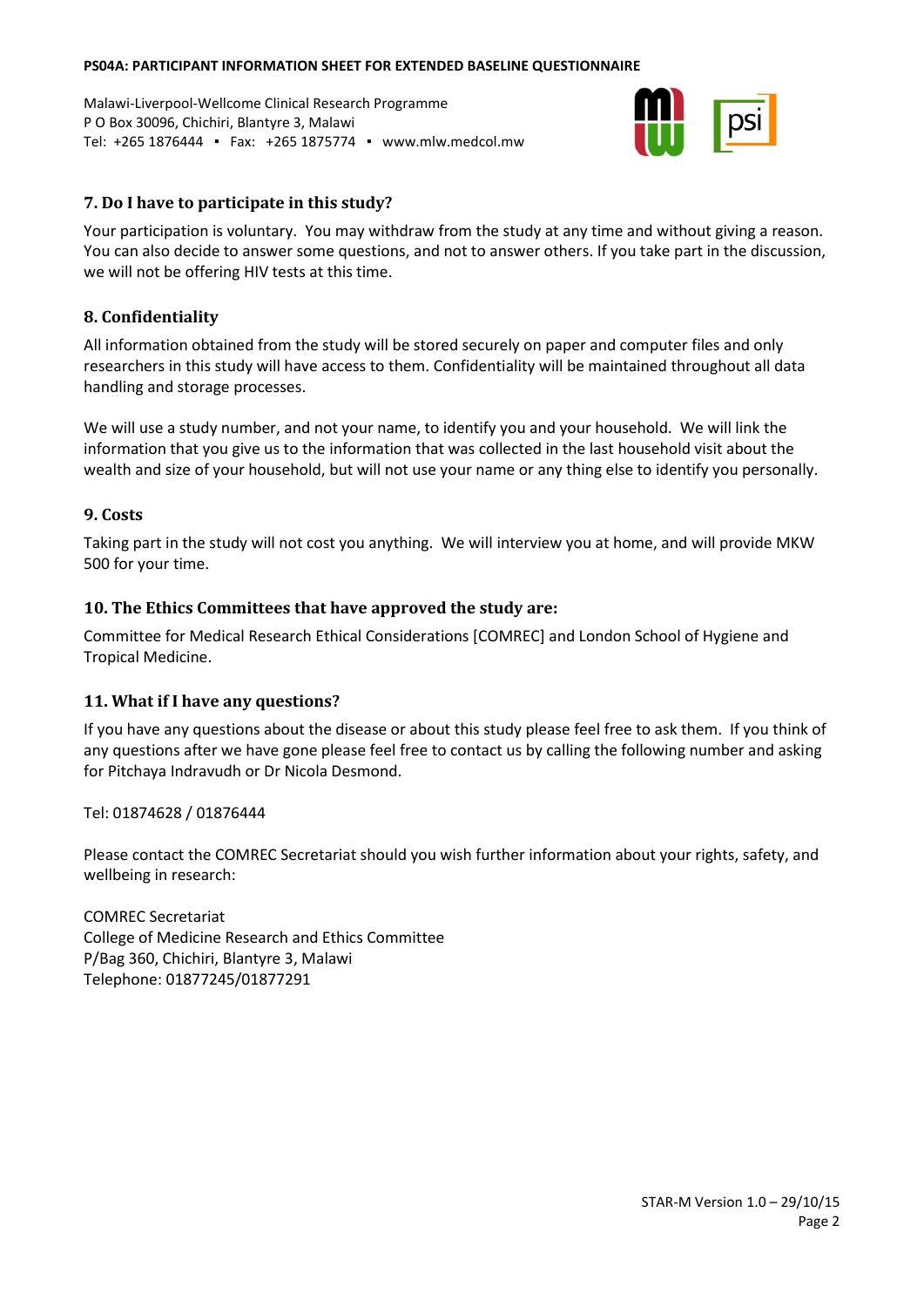## 7. Do I have to participate in this study?

Your participation is voluntary. You may withdraw from the study at any time and without giving a reason. You can also decide to answer some questions, and not to answer others. If you take part in the discussion, we will not be offering HIV tests at this time.

## 8. Confidentiality

All information obtained from the study will be stored securely on paper and computer files and only researchers in this study will have access to them. Confidentiality will be maintained throughout all data handling and storage processes.

We will use a study number, and not your name, to identify you and your household. We will link the information that you give us to the information that was collected in the last household visit about the wealth and size of your household, but will not use your name or any thing else to identify you personally.

## 9. Costs

Taking part in the study will not cost you anything. We will interview you at home, and will provide MKW 500 for your time.

## 10. The Ethics Committees that have approved the study are:

Committee for Medical Research Ethical Considerations [COMREC] and London School of Hygiene and Tropical Medicine.

## 11. What if I have any questions?

If you have any questions about the disease or about this study please feel free to ask them. If you think of any questions after we have gone please feel free to contact us by calling the following number and asking for Pitchaya Indravudh or Dr Nicola Desmond.

Tel: 01874628 / 01876444

Please contact the COMREC Secretariat should you wish further information about your rights, safety, and wellbeing in research:

COMREC Secretariat
College of Medicine Research and Ethics Committee
P/Bag 360, Chichiri, Blantyre 3, Malawi
Telephone: 01877245/01877291